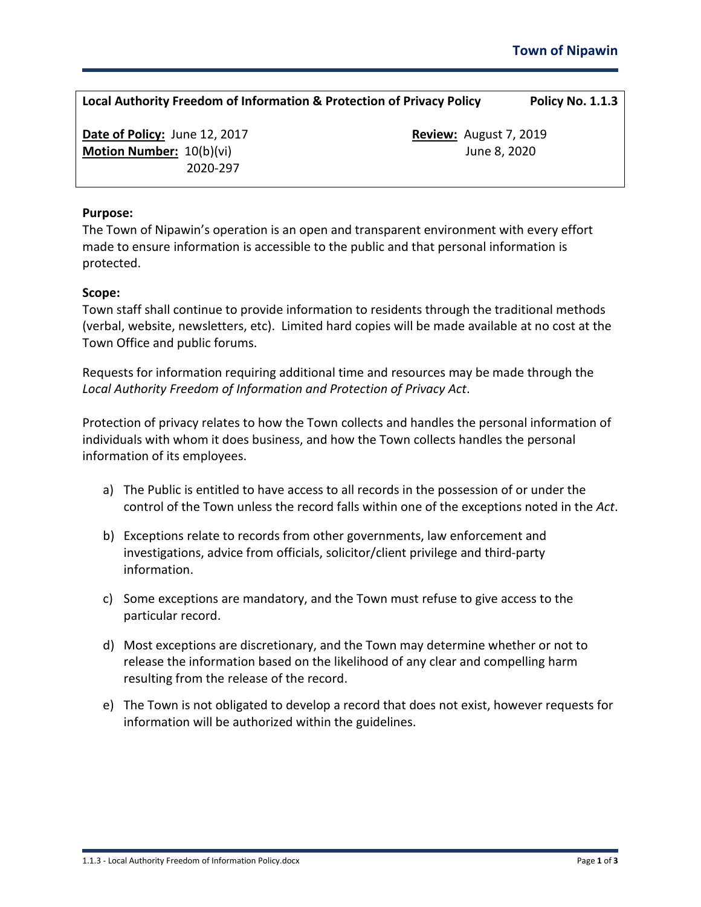**Local Authority Freedom of Information & Protection of Privacy Policy** **Policy No. 1.1.3**

**Date of Policy:** June 12, 2017
**Motion Number:** 10(b)(vi)
2020-297

**Review:** August 7, 2019
June 8, 2020

**Purpose:**

The Town of Nipawin's operation is an open and transparent environment with every effort made to ensure information is accessible to the public and that personal information is protected.

**Scope:**

Town staff shall continue to provide information to residents through the traditional methods (verbal, website, newsletters, etc). Limited hard copies will be made available at no cost at the Town Office and public forums.

Requests for information requiring additional time and resources may be made through the *Local Authority Freedom of Information and Protection of Privacy Act*.

Protection of privacy relates to how the Town collects and handles the personal information of individuals with whom it does business, and how the Town collects handles the personal information of its employees.

a) The Public is entitled to have access to all records in the possession of or under the control of the Town unless the record falls within one of the exceptions noted in the *Act*.

b) Exceptions relate to records from other governments, law enforcement and investigations, advice from officials, solicitor/client privilege and third-party information.

c) Some exceptions are mandatory, and the Town must refuse to give access to the particular record.

d) Most exceptions are discretionary, and the Town may determine whether or not to release the information based on the likelihood of any clear and compelling harm resulting from the release of the record.

e) The Town is not obligated to develop a record that does not exist, however requests for information will be authorized within the guidelines.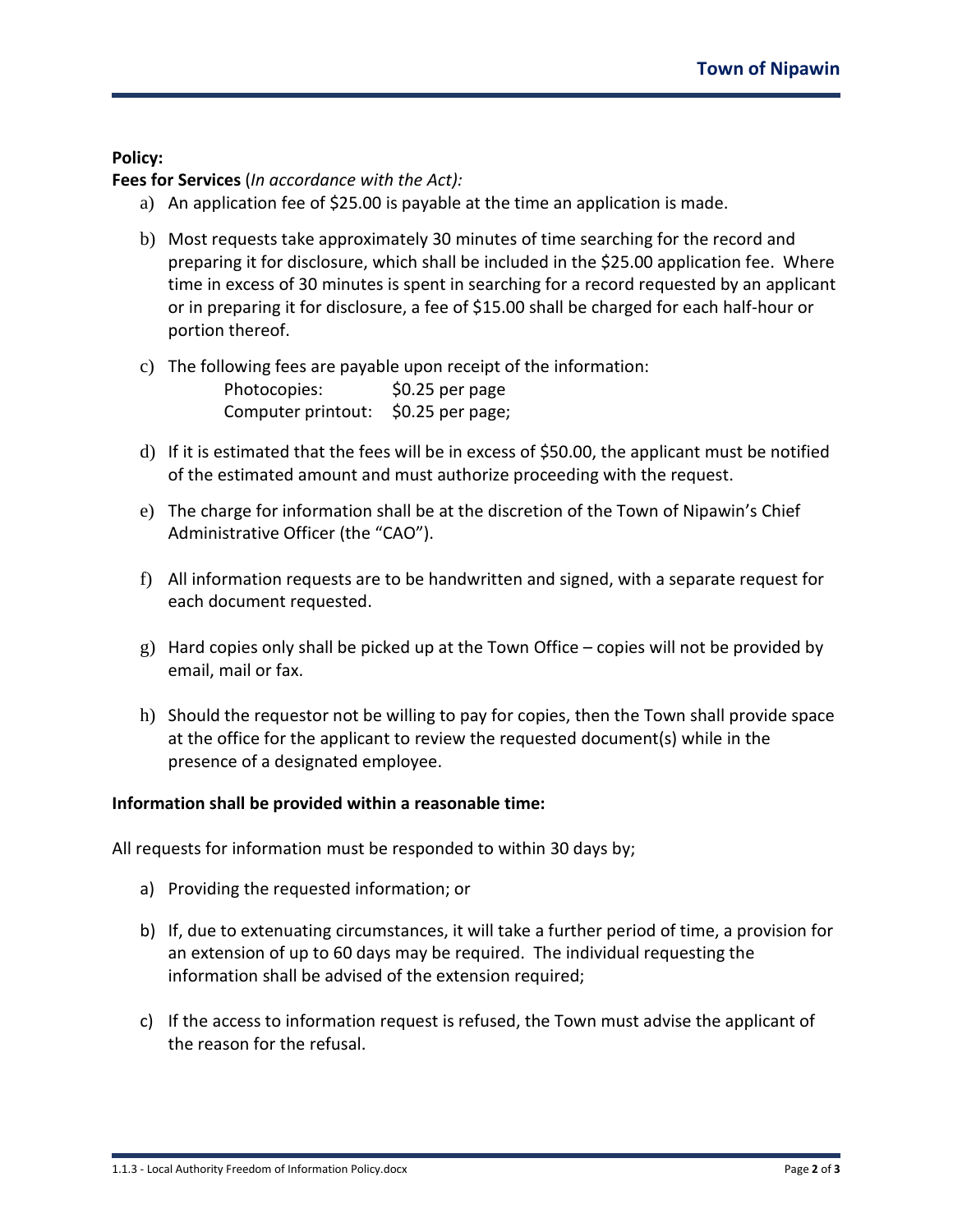**Policy:**

**Fees for Services** (*In accordance with the Act):*

a) An application fee of $25.00 is payable at the time an application is made.

b) Most requests take approximately 30 minutes of time searching for the record and preparing it for disclosure, which shall be included in the $25.00 application fee. Where time in excess of 30 minutes is spent in searching for a record requested by an applicant or in preparing it for disclosure, a fee of $15.00 shall be charged for each half-hour or portion thereof.

c) The following fees are payable upon receipt of the information:

   Photocopies: $0.25 per page
   Computer printout: $0.25 per page;

d) If it is estimated that the fees will be in excess of $50.00, the applicant must be notified of the estimated amount and must authorize proceeding with the request.

e) The charge for information shall be at the discretion of the Town of Nipawin's Chief Administrative Officer (the "CAO").

f) All information requests are to be handwritten and signed, with a separate request for each document requested.

g) Hard copies only shall be picked up at the Town Office – copies will not be provided by email, mail or fax.

h) Should the requestor not be willing to pay for copies, then the Town shall provide space at the office for the applicant to review the requested document(s) while in the presence of a designated employee.

**Information shall be provided within a reasonable time:**

All requests for information must be responded to within 30 days by;

a) Providing the requested information; or

b) If, due to extenuating circumstances, it will take a further period of time, a provision for an extension of up to 60 days may be required. The individual requesting the information shall be advised of the extension required;

c) If the access to information request is refused, the Town must advise the applicant of the reason for the refusal.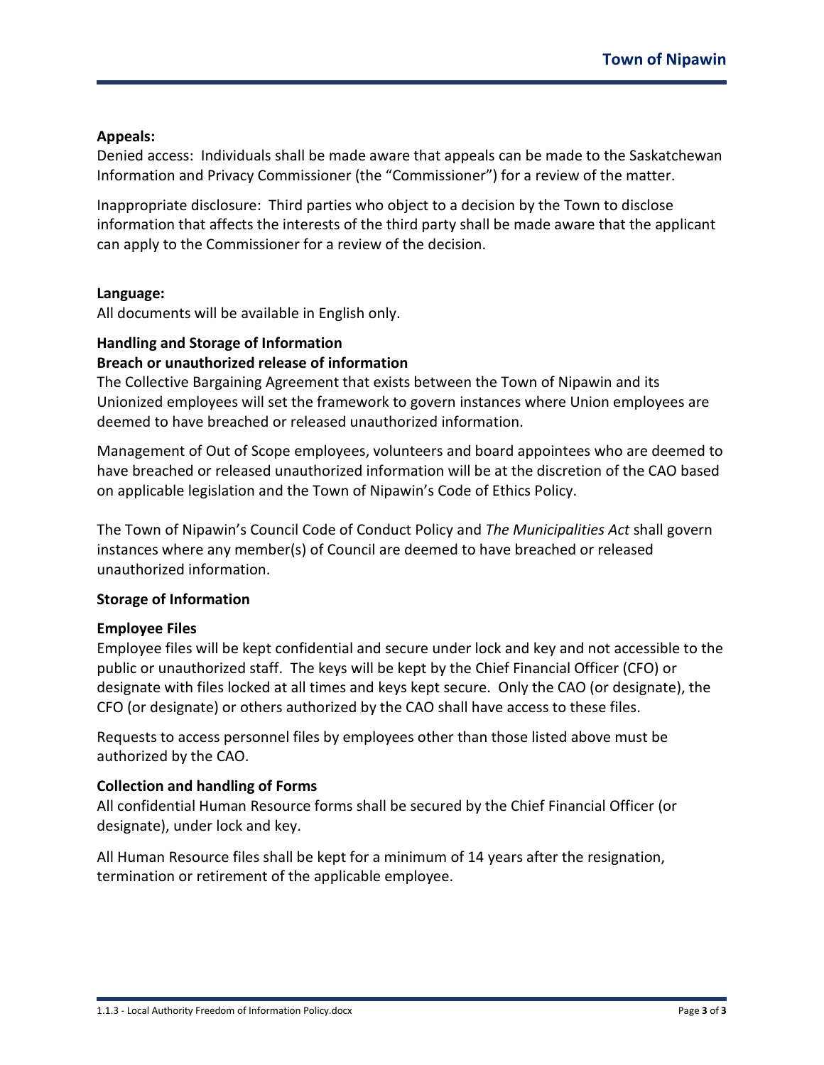**Appeals:**
Denied access: Individuals shall be made aware that appeals can be made to the Saskatchewan Information and Privacy Commissioner (the "Commissioner") for a review of the matter.

Inappropriate disclosure: Third parties who object to a decision by the Town to disclose information that affects the interests of the third party shall be made aware that the applicant can apply to the Commissioner for a review of the decision.

**Language:**
All documents will be available in English only.

**Handling and Storage of Information**

**Breach or unauthorized release of information**

The Collective Bargaining Agreement that exists between the Town of Nipawin and its Unionized employees will set the framework to govern instances where Union employees are deemed to have breached or released unauthorized information.

Management of Out of Scope employees, volunteers and board appointees who are deemed to have breached or released unauthorized information will be at the discretion of the CAO based on applicable legislation and the Town of Nipawin's Code of Ethics Policy.

The Town of Nipawin's Council Code of Conduct Policy and *The Municipalities Act* shall govern instances where any member(s) of Council are deemed to have breached or released unauthorized information.

**Storage of Information**

**Employee Files**

Employee files will be kept confidential and secure under lock and key and not accessible to the public or unauthorized staff. The keys will be kept by the Chief Financial Officer (CFO) or designate with files locked at all times and keys kept secure. Only the CAO (or designate), the CFO (or designate) or others authorized by the CAO shall have access to these files.

Requests to access personnel files by employees other than those listed above must be authorized by the CAO.

**Collection and handling of Forms**

All confidential Human Resource forms shall be secured by the Chief Financial Officer (or designate), under lock and key.

All Human Resource files shall be kept for a minimum of 14 years after the resignation, termination or retirement of the applicable employee.